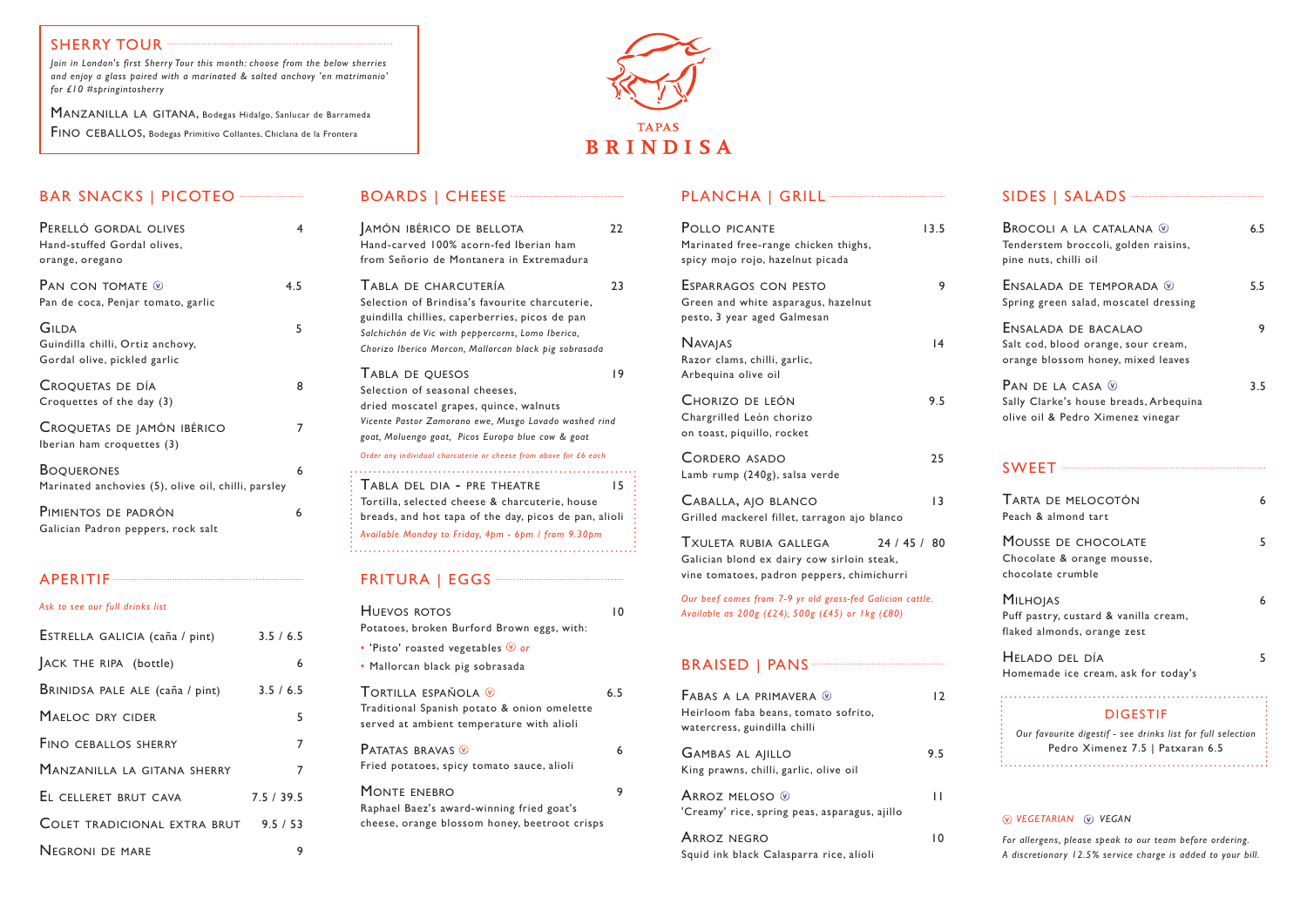## SHERRY TOUR

*Join in London's first Sherry Tour this month: choose from the below sherries and enjoy a glass paired with a marinated & salted anchovy 'en matrimonio' for £10 #springintosherry*

MANZANILLA LA GITANA, Bodegas Hidalgo, Sanlucar de Barrameda

FINO CEBALLOS, Bodegas Primitivo Collantes, Chiclana de la Frontera

# TAPAS BRINDISA

## BAR SNACKS | PICOTEO

**PERELLÓ GORDAL OLIVES** — 4
Hand-stuffed Gordal olives, orange, oregano

**PAN CON TOMATE** (V) — 4.5
Pan de coca, Penjar tomato, garlic

**GILDA** — 5
Guindilla chilli, Ortiz anchovy, Gordal olive, pickled garlic

**CROQUETAS DE DÍA** — 8
Croquettes of the day (3)

**CROQUETAS DE JAMÓN IBÉRICO** — 7
Iberian ham croquettes (3)

**BOQUERONES** — 6
Marinated anchovies (5), olive oil, chilli, parsley

**PIMIENTOS DE PADRÓN** — 6
Galician Padron peppers, rock salt

## APERITIF

*Ask to see our full drinks list*

| | |
|---|---|
| ESTRELLA GALICIA (caña / pint) | 3.5 / 6.5 |
| JACK THE RIPA (bottle) | 6 |
| BRINIDSA PALE ALE (caña / pint) | 3.5 / 6.5 |
| MAELOC DRY CIDER | 5 |
| FINO CEBALLOS SHERRY | 7 |
| MANZANILLA LA GITANA SHERRY | 7 |
| EL CELLERET BRUT CAVA | 7.5 / 39.5 |
| COLET TRADICIONAL EXTRA BRUT | 9.5 / 53 |
| NEGRONI DE MARE | 9 |

## BOARDS | CHEESE

**JAMÓN IBÉRICO DE BELLOTA** — 22
Hand-carved 100% acorn-fed Iberian ham from Señorio de Montanera in Extremadura

**TABLA DE CHARCUTERÍA** — 23
Selection of Brindisa's favourite charcuterie, guindilla chillies, caperberries, picos de pan
*Salchichón de Vic with peppercorns, Lomo Iberico, Chorizo Iberico Morcon, Mallorcan black pig sobrasada*

**TABLA DE QUESOS** — 19
Selection of seasonal cheeses, dried moscatel grapes, quince, walnuts
*Vicente Pastor Zamorano ewe, Musgo Lavado washed rind goat, Moluengo goat, Picos Europa blue cow & goat*

*Order any individual charcuterie or cheese from above for £6 each*

**TABLA DEL DIA - PRE THEATRE** — 15
Tortilla, selected cheese & charcuterie, house breads, and hot tapa of the day, picos de pan, alioli
*Available Monday to Friday, 4pm - 6pm / from 9.30pm*

## FRITURA | EGGS

**HUEVOS ROTOS** — 10
Potatoes, broken Burford Brown eggs, with:
- 'Pisto' roasted vegetables (V) *or*
- Mallorcan black pig sobrasada

**TORTILLA ESPAÑOLA** (V) — 6.5
Traditional Spanish potato & onion omelette served at ambient temperature with alioli

**PATATAS BRAVAS** (V) — 6
Fried potatoes, spicy tomato sauce, alioli

**MONTE ENEBRO** — 9
Raphael Baez's award-winning fried goat's cheese, orange blossom honey, beetroot crisps

## PLANCHA | GRILL

**POLLO PICANTE** — 13.5
Marinated free-range chicken thighs, spicy mojo rojo, hazelnut picada

**ESPARRAGOS CON PESTO** — 9
Green and white asparagus, hazelnut pesto, 3 year aged Galmesan

**NAVAJAS** — 14
Razor clams, chilli, garlic, Arbequina olive oil

**CHORIZO DE LEÓN** — 9.5
Chargrilled León chorizo on toast, piquillo, rocket

**CORDERO ASADO** — 25
Lamb rump (240g), salsa verde

**CABALLA, AJO BLANCO** — 13
Grilled mackerel fillet, tarragon ajo blanco

**TXULETA RUBIA GALLEGA** — 24 / 45 / 80
Galician blond ex dairy cow sirloin steak, vine tomatoes, padron peppers, chimichurri

*Our beef comes from 7-9 yr old grass-fed Galician cattle. Available as 200g (£24), 500g (£45) or 1kg (£80)*

## BRAISED | PANS

**FABAS A LA PRIMAVERA** (V) — 12
Heirloom faba beans, tomato sofrito, watercress, guindilla chilli

**GAMBAS AL AJILLO** — 9.5
King prawns, chilli, garlic, olive oil

**ARROZ MELOSO** (V) — 11
'Creamy' rice, spring peas, asparagus, ajillo

**ARROZ NEGRO** — 10
Squid ink black Calasparra rice, alioli

## SIDES | SALADS

**BROCOLI A LA CATALANA** (V) — 6.5
Tenderstem broccoli, golden raisins, pine nuts, chilli oil

**ENSALADA DE TEMPORADA** (V) — 5.5
Spring green salad, moscatel dressing

**ENSALADA DE BACALAO** — 9
Salt cod, blood orange, sour cream, orange blossom honey, mixed leaves

**PAN DE LA CASA** (V) — 3.5
Sally Clarke's house breads, Arbequina olive oil & Pedro Ximenez vinegar

## SWEET

**TARTA DE MELOCOTÓN** — 6
Peach & almond tart

**MOUSSE DE CHOCOLATE** — 5
Chocolate & orange mousse, chocolate crumble

**MILHOJAS** — 6
Puff pastry, custard & vanilla cream, flaked almonds, orange zest

**HELADO DEL DÍA** — 5
Homemade ice cream, ask for today's

### DIGESTIF

*Our favourite digestif - see drinks list for full selection*
Pedro Ximenez 7.5 | Patxaran 6.5

*(V) VEGETARIAN (V) VEGAN*

*For allergens, please speak to our team before ordering. A discretionary 12.5% service charge is added to your bill.*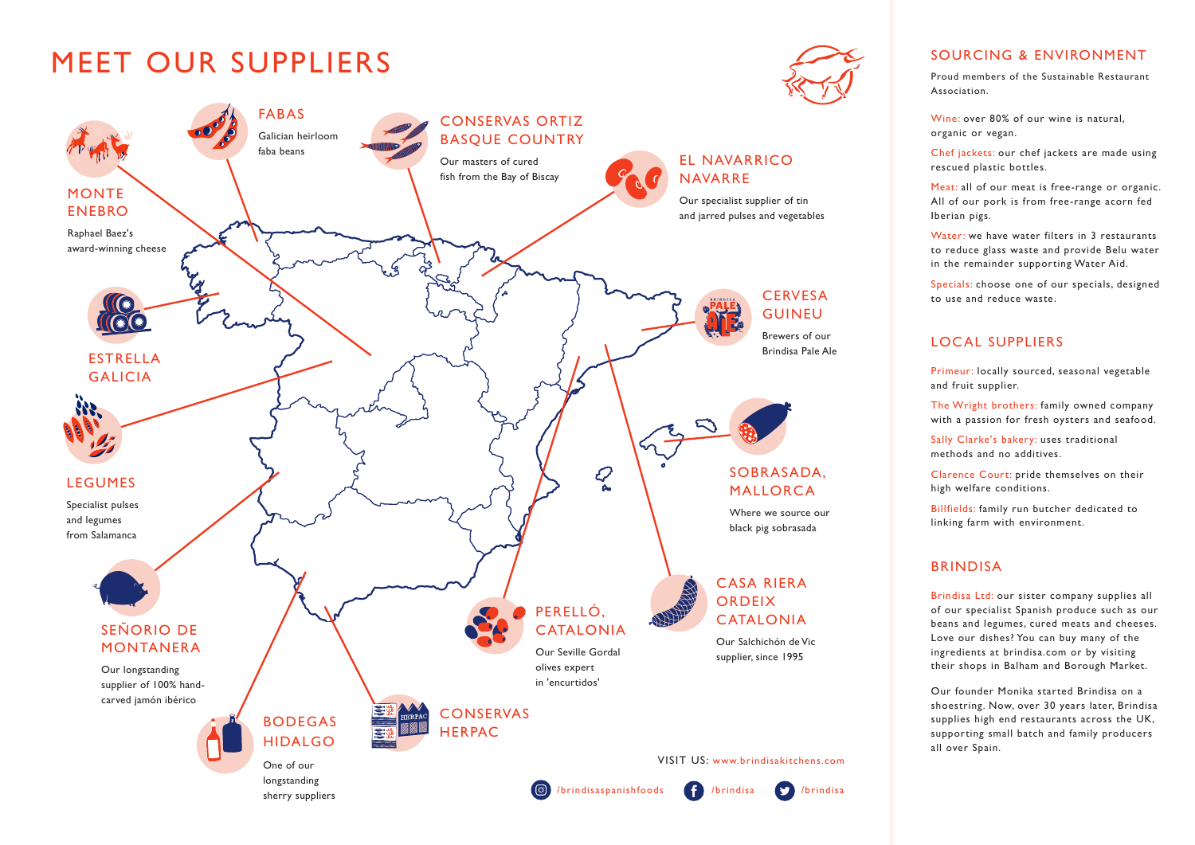# MEET OUR SUPPLIERS

### MONTE ENEBRO

Raphael Baez's award-winning cheese

### FABAS

Galician heirloom faba beans

### CONSERVAS ORTIZ BASQUE COUNTRY

Our masters of cured fish from the Bay of Biscay

### EL NAVARRICO NAVARRE

Our specialist supplier of tin and jarred pulses and vegetables

### ESTRELLA GALICIA

### CERVESA GUINEU

Brewers of our Brindisa Pale Ale

### LEGUMES

Specialist pulses and legumes from Salamanca

### SOBRASADA, MALLORCA

Where we source our black pig sobrasada

### SEÑORIO DE MONTANERA

Our longstanding supplier of 100% hand-carved jamón ibérico

### CASA RIERA ORDEIX CATALONIA

Our Salchichón de Vic supplier, since 1995

### PERELLÓ, CATALONIA

Our Seville Gordal olives expert in 'encurtidos'

### BODEGAS HIDALGO

One of our longstanding sherry suppliers

### CONSERVAS HERPAC

VISIT US: www.brindisakitchens.com

/brindisaspanishfoods /brindisa /brindisa

## SOURCING & ENVIRONMENT

Proud members of the Sustainable Restaurant Association.

Wine: over 80% of our wine is natural, organic or vegan.

Chef jackets: our chef jackets are made using rescued plastic bottles.

Meat: all of our meat is free-range or organic. All of our pork is from free-range acorn fed Iberian pigs.

Water: we have water filters in 3 restaurants to reduce glass waste and provide Belu water in the remainder supporting Water Aid.

Specials: choose one of our specials, designed to use and reduce waste.

## LOCAL SUPPLIERS

Primeur: locally sourced, seasonal vegetable and fruit supplier.

The Wright brothers: family owned company with a passion for fresh oysters and seafood.

Sally Clarke's bakery: uses traditional methods and no additives.

Clarence Court: pride themselves on their high welfare conditions.

Billfields: family run butcher dedicated to linking farm with environment.

## BRINDISA

Brindisa Ltd: our sister company supplies all of our specialist Spanish produce such as our beans and legumes, cured meats and cheeses. Love our dishes? You can buy many of the ingredients at brindisa.com or by visiting their shops in Balham and Borough Market.

Our founder Monika started Brindisa on a shoestring. Now, over 30 years later, Brindisa supplies high end restaurants across the UK, supporting small batch and family producers all over Spain.